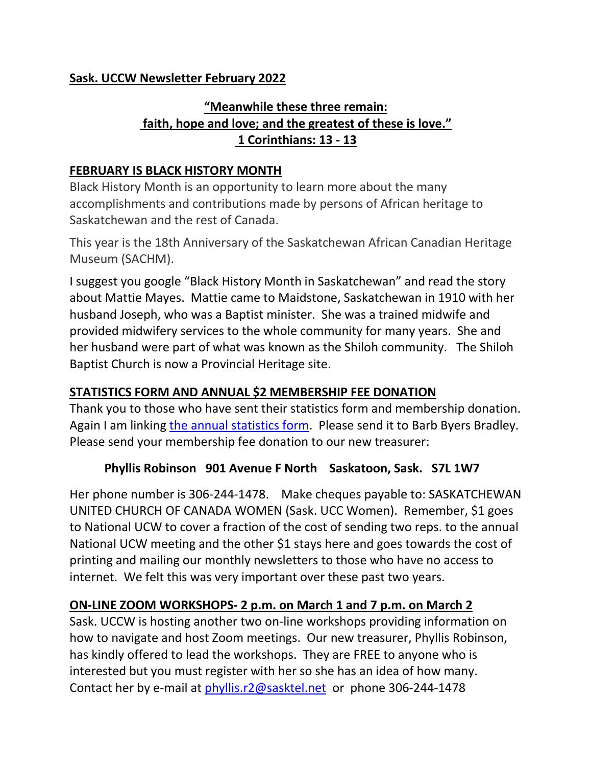**Sask. UCCW Newsletter February 2022**

**"Meanwhile these three remain:**
**faith, hope and love; and the greatest of these is love."**
**1 Corinthians: 13 - 13**

## FEBRUARY IS BLACK HISTORY MONTH

Black History Month is an opportunity to learn more about the many accomplishments and contributions made by persons of African heritage to Saskatchewan and the rest of Canada.

This year is the 18th Anniversary of the Saskatchewan African Canadian Heritage Museum (SACHM).

I suggest you google "Black History Month in Saskatchewan" and read the story about Mattie Mayes. Mattie came to Maidstone, Saskatchewan in 1910 with her husband Joseph, who was a Baptist minister. She was a trained midwife and provided midwifery services to the whole community for many years. She and her husband were part of what was known as the Shiloh community. The Shiloh Baptist Church is now a Provincial Heritage site.

## STATISTICS FORM AND ANNUAL $2 MEMBERSHIP FEE DONATION

Thank you to those who have sent their statistics form and membership donation. Again I am linking the annual statistics form. Please send it to Barb Byers Bradley. Please send your membership fee donation to our new treasurer:

**Phyllis Robinson 901 Avenue F North Saskatoon, Sask. S7L 1W7**

Her phone number is 306-244-1478. Make cheques payable to: SASKATCHEWAN UNITED CHURCH OF CANADA WOMEN (Sask. UCC Women). Remember, $1 goes to National UCW to cover a fraction of the cost of sending two reps. to the annual National UCW meeting and the other $1 stays here and goes towards the cost of printing and mailing our monthly newsletters to those who have no access to internet. We felt this was very important over these past two years.

## ON-LINE ZOOM WORKSHOPS- 2 p.m. on March 1 and 7 p.m. on March 2

Sask. UCCW is hosting another two on-line workshops providing information on how to navigate and host Zoom meetings. Our new treasurer, Phyllis Robinson, has kindly offered to lead the workshops. They are FREE to anyone who is interested but you must register with her so she has an idea of how many. Contact her by e-mail at phyllis.r2@sasktel.net or phone 306-244-1478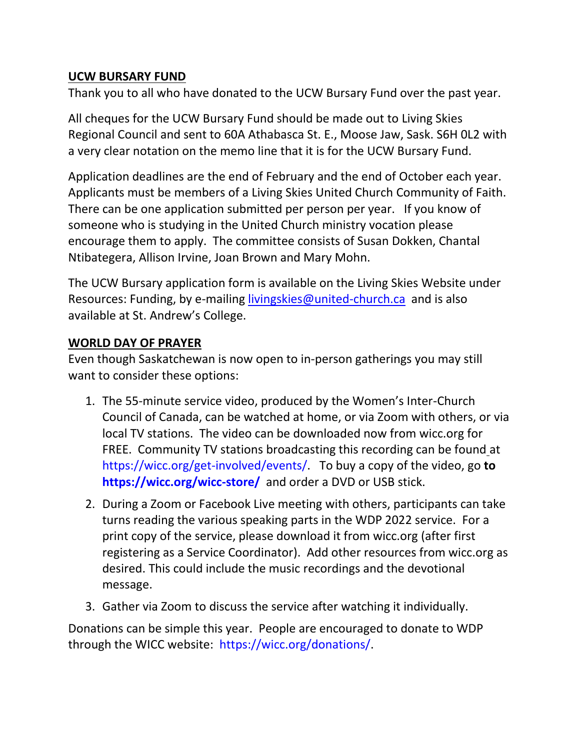## UCW BURSARY FUND

Thank you to all who have donated to the UCW Bursary Fund over the past year.

All cheques for the UCW Bursary Fund should be made out to Living Skies Regional Council and sent to 60A Athabasca St. E., Moose Jaw, Sask. S6H 0L2 with a very clear notation on the memo line that it is for the UCW Bursary Fund.

Application deadlines are the end of February and the end of October each year. Applicants must be members of a Living Skies United Church Community of Faith. There can be one application submitted per person per year. If you know of someone who is studying in the United Church ministry vocation please encourage them to apply. The committee consists of Susan Dokken, Chantal Ntibategera, Allison Irvine, Joan Brown and Mary Mohn.

The UCW Bursary application form is available on the Living Skies Website under Resources: Funding, by e-mailing livingskies@united-church.ca and is also available at St. Andrew's College.

## WORLD DAY OF PRAYER

Even though Saskatchewan is now open to in-person gatherings you may still want to consider these options:

1. The 55-minute service video, produced by the Women's Inter-Church Council of Canada, can be watched at home, or via Zoom with others, or via local TV stations. The video can be downloaded now from wicc.org for FREE. Community TV stations broadcasting this recording can be found at https://wicc.org/get-involved/events/. To buy a copy of the video, go **to https://wicc.org/wicc-store/** and order a DVD or USB stick.
2. During a Zoom or Facebook Live meeting with others, participants can take turns reading the various speaking parts in the WDP 2022 service. For a print copy of the service, please download it from wicc.org (after first registering as a Service Coordinator). Add other resources from wicc.org as desired. This could include the music recordings and the devotional message.
3. Gather via Zoom to discuss the service after watching it individually.

Donations can be simple this year. People are encouraged to donate to WDP through the WICC website: https://wicc.org/donations/.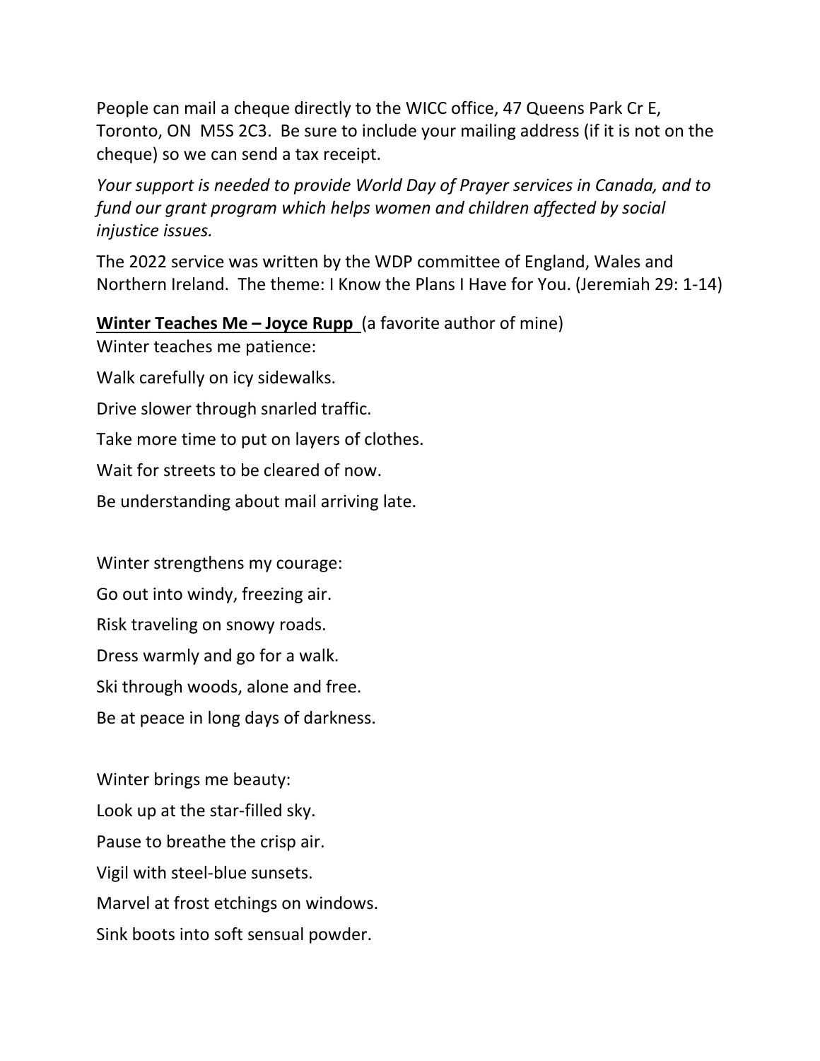People can mail a cheque directly to the WICC office, 47 Queens Park Cr E, Toronto, ON  M5S 2C3.  Be sure to include your mailing address (if it is not on the cheque) so we can send a tax receipt.

*Your support is needed to provide World Day of Prayer services in Canada, and to fund our grant program which helps women and children affected by social injustice issues.*

The 2022 service was written by the WDP committee of England, Wales and Northern Ireland.  The theme: I Know the Plans I Have for You. (Jeremiah 29: 1-14)

**<u>Winter Teaches Me – Joyce Rupp</u>** (a favorite author of mine)

Winter teaches me patience:

Walk carefully on icy sidewalks.

Drive slower through snarled traffic.

Take more time to put on layers of clothes.

Wait for streets to be cleared of now.

Be understanding about mail arriving late.

Winter strengthens my courage:

Go out into windy, freezing air.

Risk traveling on snowy roads.

Dress warmly and go for a walk.

Ski through woods, alone and free.

Be at peace in long days of darkness.

Winter brings me beauty:

Look up at the star-filled sky.

Pause to breathe the crisp air.

Vigil with steel-blue sunsets.

Marvel at frost etchings on windows.

Sink boots into soft sensual powder.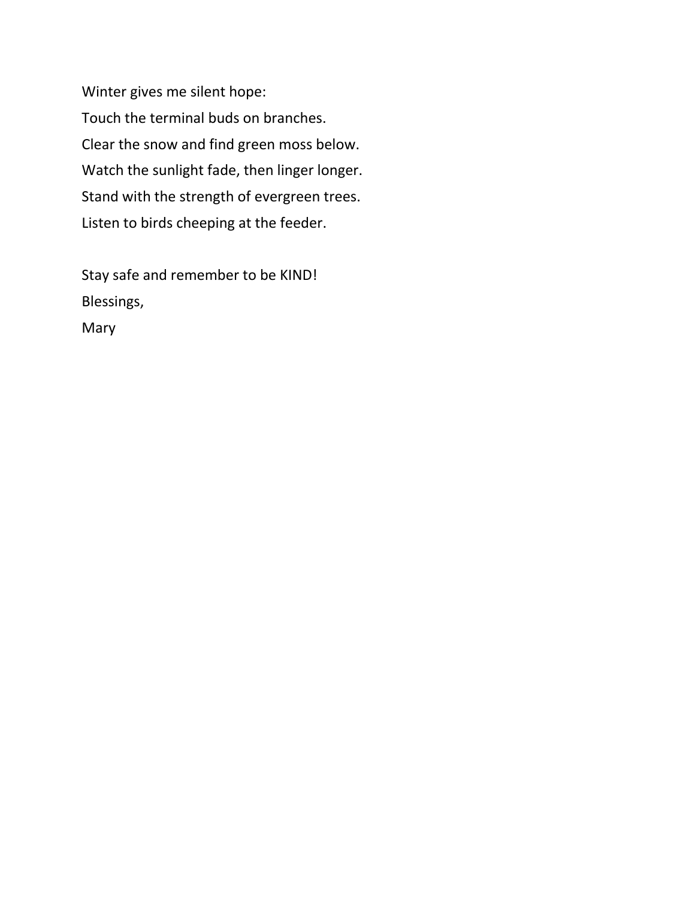Winter gives me silent hope:  
Touch the terminal buds on branches.  
Clear the snow and find green moss below.  
Watch the sunlight fade, then linger longer.  
Stand with the strength of evergreen trees.  
Listen to birds cheeping at the feeder.

Stay safe and remember to be KIND!  
Blessings,  
Mary